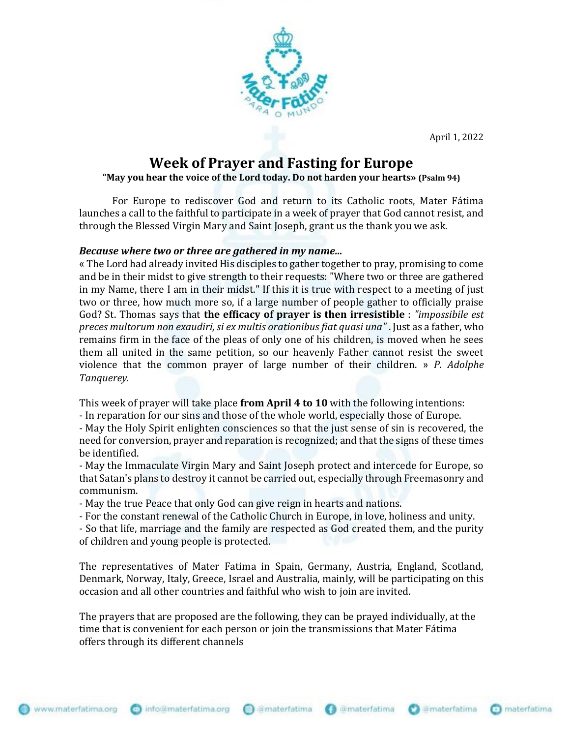April 1, 2022

# Week of Prayer and Fasting for Europe

**"May you hear the voice of the Lord today. Do not harden your hearts» (Psalm 94)**

For Europe to rediscover God and return to its Catholic roots, Mater Fátima launches a call to the faithful to participate in a week of prayer that God cannot resist, and through the Blessed Virgin Mary and Saint Joseph, grant us the thank you we ask.

***Because where two or three are gathered in my name...***

« The Lord had already invited His disciples to gather together to pray, promising to come and be in their midst to give strength to their requests: "Where two or three are gathered in my Name, there I am in their midst." If this it is true with respect to a meeting of just two or three, how much more so, if a large number of people gather to officially praise God? St. Thomas says that **the efficacy of prayer is then irresistible** : *"impossibile est preces multorum non exaudiri, si ex multis orationibus fiat quasi una"* . Just as a father, who remains firm in the face of the pleas of only one of his children, is moved when he sees them all united in the same petition, so our heavenly Father cannot resist the sweet violence that the common prayer of large number of their children. » *P. Adolphe Tanquerey.*

This week of prayer will take place **from April 4 to 10** with the following intentions:

- In reparation for our sins and those of the whole world, especially those of Europe.
- May the Holy Spirit enlighten consciences so that the just sense of sin is recovered, the need for conversion, prayer and reparation is recognized; and that the signs of these times be identified.
- May the Immaculate Virgin Mary and Saint Joseph protect and intercede for Europe, so that Satan's plans to destroy it cannot be carried out, especially through Freemasonry and communism.
- May the true Peace that only God can give reign in hearts and nations.
- For the constant renewal of the Catholic Church in Europe, in love, holiness and unity.
- So that life, marriage and the family are respected as God created them, and the purity of children and young people is protected.

The representatives of Mater Fatima in Spain, Germany, Austria, England, Scotland, Denmark, Norway, Italy, Greece, Israel and Australia, mainly, will be participating on this occasion and all other countries and faithful who wish to join are invited.

The prayers that are proposed are the following, they can be prayed individually, at the time that is convenient for each person or join the transmissions that Mater Fátima offers through its different channels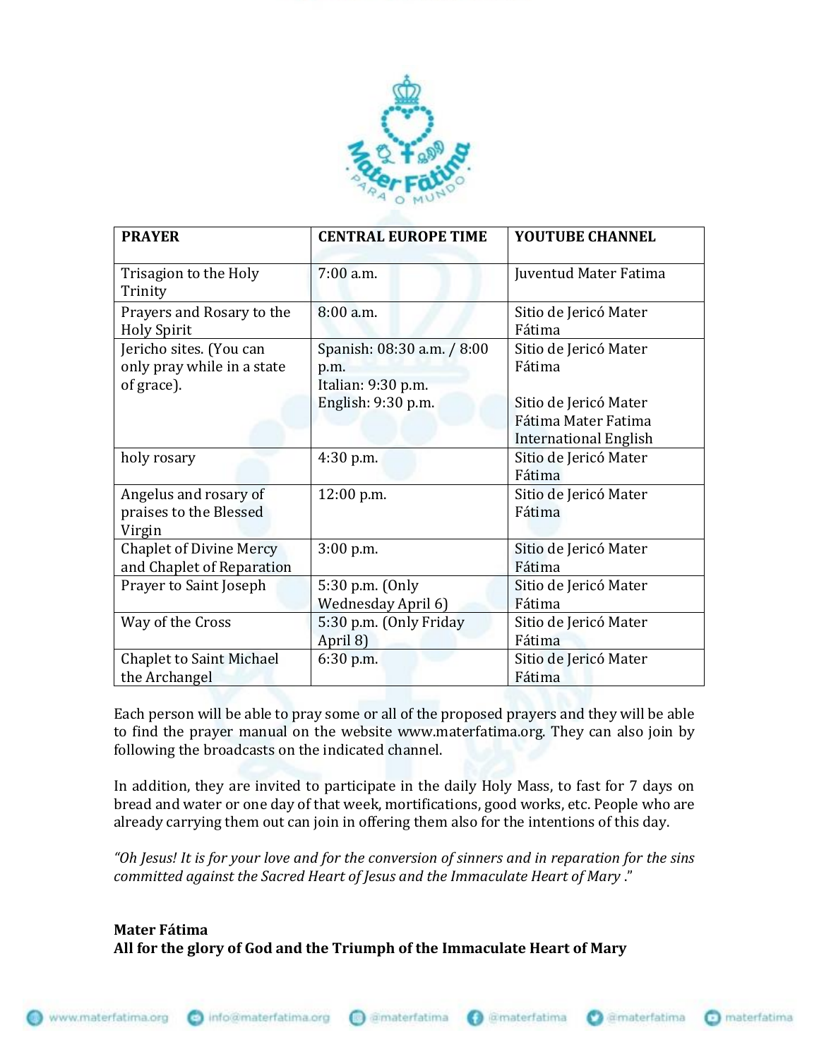| PRAYER | CENTRAL EUROPE TIME | YOUTUBE CHANNEL |
|---|---|---|
| Trisagion to the Holy Trinity | 7:00 a.m. | Juventud Mater Fatima |
| Prayers and Rosary to the Holy Spirit | 8:00 a.m. | Sitio de Jericó Mater Fátima |
| Jericho sites. (You can only pray while in a state of grace). | Spanish: 08:30 a.m. / 8:00 p.m.<br>Italian: 9:30 p.m.<br>English: 9:30 p.m. | Sitio de Jericó Mater Fátima<br><br>Sitio de Jericó Mater Fátima Mater Fatima International English |
| holy rosary | 4:30 p.m. | Sitio de Jericó Mater Fátima |
| Angelus and rosary of praises to the Blessed Virgin | 12:00 p.m. | Sitio de Jericó Mater Fátima |
| Chaplet of Divine Mercy and Chaplet of Reparation | 3:00 p.m. | Sitio de Jericó Mater Fátima |
| Prayer to Saint Joseph | 5:30 p.m. (Only Wednesday April 6) | Sitio de Jericó Mater Fátima |
| Way of the Cross | 5:30 p.m. (Only Friday April 8) | Sitio de Jericó Mater Fátima |
| Chaplet to Saint Michael the Archangel | 6:30 p.m. | Sitio de Jericó Mater Fátima |

Each person will be able to pray some or all of the proposed prayers and they will be able to find the prayer manual on the website www.materfatima.org. They can also join by following the broadcasts on the indicated channel.

In addition, they are invited to participate in the daily Holy Mass, to fast for 7 days on bread and water or one day of that week, mortifications, good works, etc. People who are already carrying them out can join in offering them also for the intentions of this day.

*"Oh Jesus! It is for your love and for the conversion of sinners and in reparation for the sins committed against the Sacred Heart of Jesus and the Immaculate Heart of Mary ."*

**Mater Fátima**
**All for the glory of God and the Triumph of the Immaculate Heart of Mary**

www.materfatima.org info@materfatima.org @materfatima @materfatima @materfatima materfatima